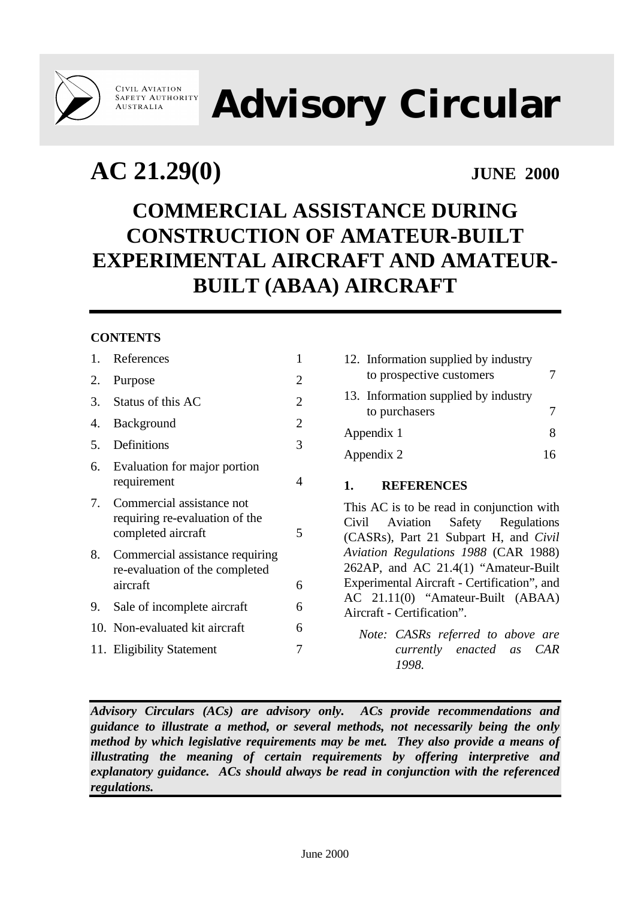Civil Aviation Safety Authority Australia

# Advisory Circular

**AC 21.29(0)** **JUNE 2000**

# COMMERCIAL ASSISTANCE DURING CONSTRUCTION OF AMATEUR-BUILT EXPERIMENTAL AIRCRAFT AND AMATEUR-BUILT (ABAA) AIRCRAFT

**CONTENTS**

| | | |
|---|---|---|
| 1. | References | 1 |
| 2. | Purpose | 2 |
| 3. | Status of this AC | 2 |
| 4. | Background | 2 |
| 5. | Definitions | 3 |
| 6. | Evaluation for major portion requirement | 4 |
| 7. | Commercial assistance not requiring re-evaluation of the completed aircraft | 5 |
| 8. | Commercial assistance requiring re-evaluation of the completed aircraft | 6 |
| 9. | Sale of incomplete aircraft | 6 |
| 10. | Non-evaluated kit aircraft | 6 |
| 11. | Eligibility Statement | 7 |
| 12. | Information supplied by industry to prospective customers | 7 |
| 13. | Information supplied by industry to purchasers | 7 |
| | Appendix 1 | 8 |
| | Appendix 2 | 16 |

## 1. REFERENCES

This AC is to be read in conjunction with Civil Aviation Safety Regulations (CASRs), Part 21 Subpart H, and *Civil Aviation Regulations 1988* (CAR 1988) 262AP, and AC 21.4(1) "Amateur-Built Experimental Aircraft - Certification", and AC 21.11(0) "Amateur-Built (ABAA) Aircraft - Certification".

*Note: CASRs referred to above are currently enacted as CAR 1998.*

***Advisory Circulars (ACs) are advisory only. ACs provide recommendations and guidance to illustrate a method, or several methods, not necessarily being the only method by which legislative requirements may be met. They also provide a means of illustrating the meaning of certain requirements by offering interpretive and explanatory guidance. ACs should always be read in conjunction with the referenced regulations.***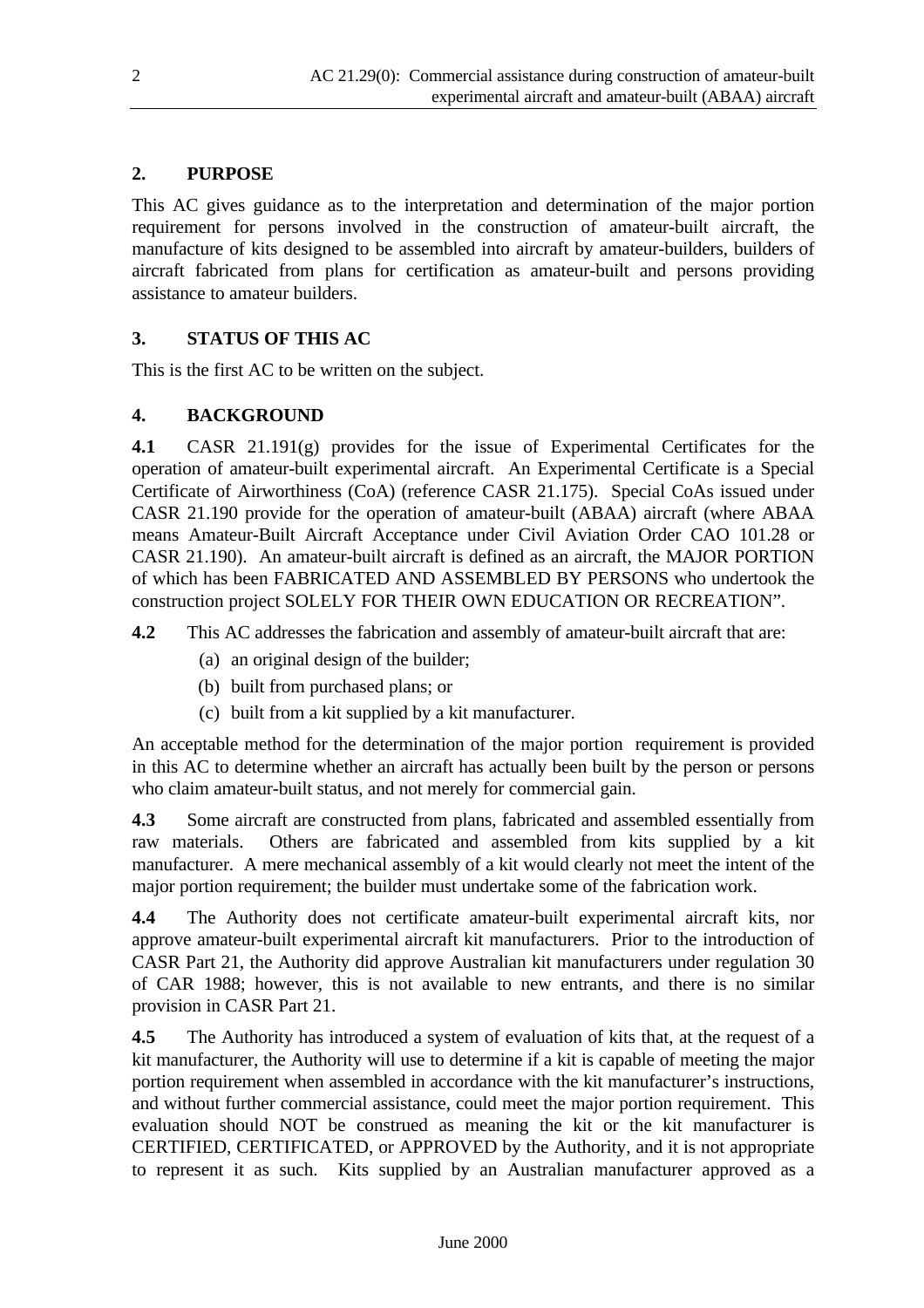## 2. PURPOSE

This AC gives guidance as to the interpretation and determination of the major portion requirement for persons involved in the construction of amateur-built aircraft, the manufacture of kits designed to be assembled into aircraft by amateur-builders, builders of aircraft fabricated from plans for certification as amateur-built and persons providing assistance to amateur builders.

## 3. STATUS OF THIS AC

This is the first AC to be written on the subject.

## 4. BACKGROUND

**4.1** CASR 21.191(g) provides for the issue of Experimental Certificates for the operation of amateur-built experimental aircraft. An Experimental Certificate is a Special Certificate of Airworthiness (CoA) (reference CASR 21.175). Special CoAs issued under CASR 21.190 provide for the operation of amateur-built (ABAA) aircraft (where ABAA means Amateur-Built Aircraft Acceptance under Civil Aviation Order CAO 101.28 or CASR 21.190). An amateur-built aircraft is defined as an aircraft, the MAJOR PORTION of which has been FABRICATED AND ASSEMBLED BY PERSONS who undertook the construction project SOLELY FOR THEIR OWN EDUCATION OR RECREATION".

**4.2** This AC addresses the fabrication and assembly of amateur-built aircraft that are:

(a) an original design of the builder;

(b) built from purchased plans; or

(c) built from a kit supplied by a kit manufacturer.

An acceptable method for the determination of the major portion requirement is provided in this AC to determine whether an aircraft has actually been built by the person or persons who claim amateur-built status, and not merely for commercial gain.

**4.3** Some aircraft are constructed from plans, fabricated and assembled essentially from raw materials. Others are fabricated and assembled from kits supplied by a kit manufacturer. A mere mechanical assembly of a kit would clearly not meet the intent of the major portion requirement; the builder must undertake some of the fabrication work.

**4.4** The Authority does not certificate amateur-built experimental aircraft kits, nor approve amateur-built experimental aircraft kit manufacturers. Prior to the introduction of CASR Part 21, the Authority did approve Australian kit manufacturers under regulation 30 of CAR 1988; however, this is not available to new entrants, and there is no similar provision in CASR Part 21.

**4.5** The Authority has introduced a system of evaluation of kits that, at the request of a kit manufacturer, the Authority will use to determine if a kit is capable of meeting the major portion requirement when assembled in accordance with the kit manufacturer's instructions, and without further commercial assistance, could meet the major portion requirement. This evaluation should NOT be construed as meaning the kit or the kit manufacturer is CERTIFIED, CERTIFICATED, or APPROVED by the Authority, and it is not appropriate to represent it as such. Kits supplied by an Australian manufacturer approved as a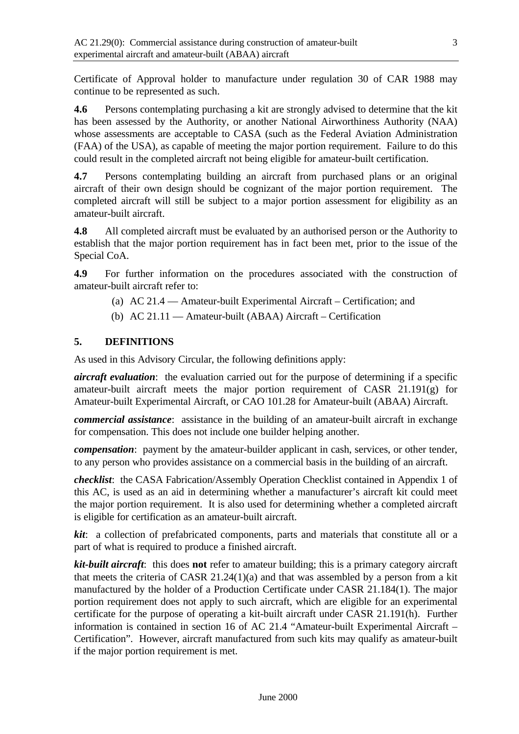Certificate of Approval holder to manufacture under regulation 30 of CAR 1988 may continue to be represented as such.

**4.6** Persons contemplating purchasing a kit are strongly advised to determine that the kit has been assessed by the Authority, or another National Airworthiness Authority (NAA) whose assessments are acceptable to CASA (such as the Federal Aviation Administration (FAA) of the USA), as capable of meeting the major portion requirement. Failure to do this could result in the completed aircraft not being eligible for amateur-built certification.

**4.7** Persons contemplating building an aircraft from purchased plans or an original aircraft of their own design should be cognizant of the major portion requirement. The completed aircraft will still be subject to a major portion assessment for eligibility as an amateur-built aircraft.

**4.8** All completed aircraft must be evaluated by an authorised person or the Authority to establish that the major portion requirement has in fact been met, prior to the issue of the Special CoA.

**4.9** For further information on the procedures associated with the construction of amateur-built aircraft refer to:

(a) AC 21.4 — Amateur-built Experimental Aircraft – Certification; and

(b) AC 21.11 — Amateur-built (ABAA) Aircraft – Certification

## 5. DEFINITIONS

As used in this Advisory Circular, the following definitions apply:

***aircraft evaluation***: the evaluation carried out for the purpose of determining if a specific amateur-built aircraft meets the major portion requirement of CASR 21.191(g) for Amateur-built Experimental Aircraft, or CAO 101.28 for Amateur-built (ABAA) Aircraft.

***commercial assistance***: assistance in the building of an amateur-built aircraft in exchange for compensation. This does not include one builder helping another.

***compensation***: payment by the amateur-builder applicant in cash, services, or other tender, to any person who provides assistance on a commercial basis in the building of an aircraft.

***checklist***: the CASA Fabrication/Assembly Operation Checklist contained in Appendix 1 of this AC, is used as an aid in determining whether a manufacturer's aircraft kit could meet the major portion requirement. It is also used for determining whether a completed aircraft is eligible for certification as an amateur-built aircraft.

***kit***: a collection of prefabricated components, parts and materials that constitute all or a part of what is required to produce a finished aircraft.

***kit-built aircraft***: this does **not** refer to amateur building; this is a primary category aircraft that meets the criteria of CASR 21.24(1)(a) and that was assembled by a person from a kit manufactured by the holder of a Production Certificate under CASR 21.184(1). The major portion requirement does not apply to such aircraft, which are eligible for an experimental certificate for the purpose of operating a kit-built aircraft under CASR 21.191(h). Further information is contained in section 16 of AC 21.4 "Amateur-built Experimental Aircraft – Certification". However, aircraft manufactured from such kits may qualify as amateur-built if the major portion requirement is met.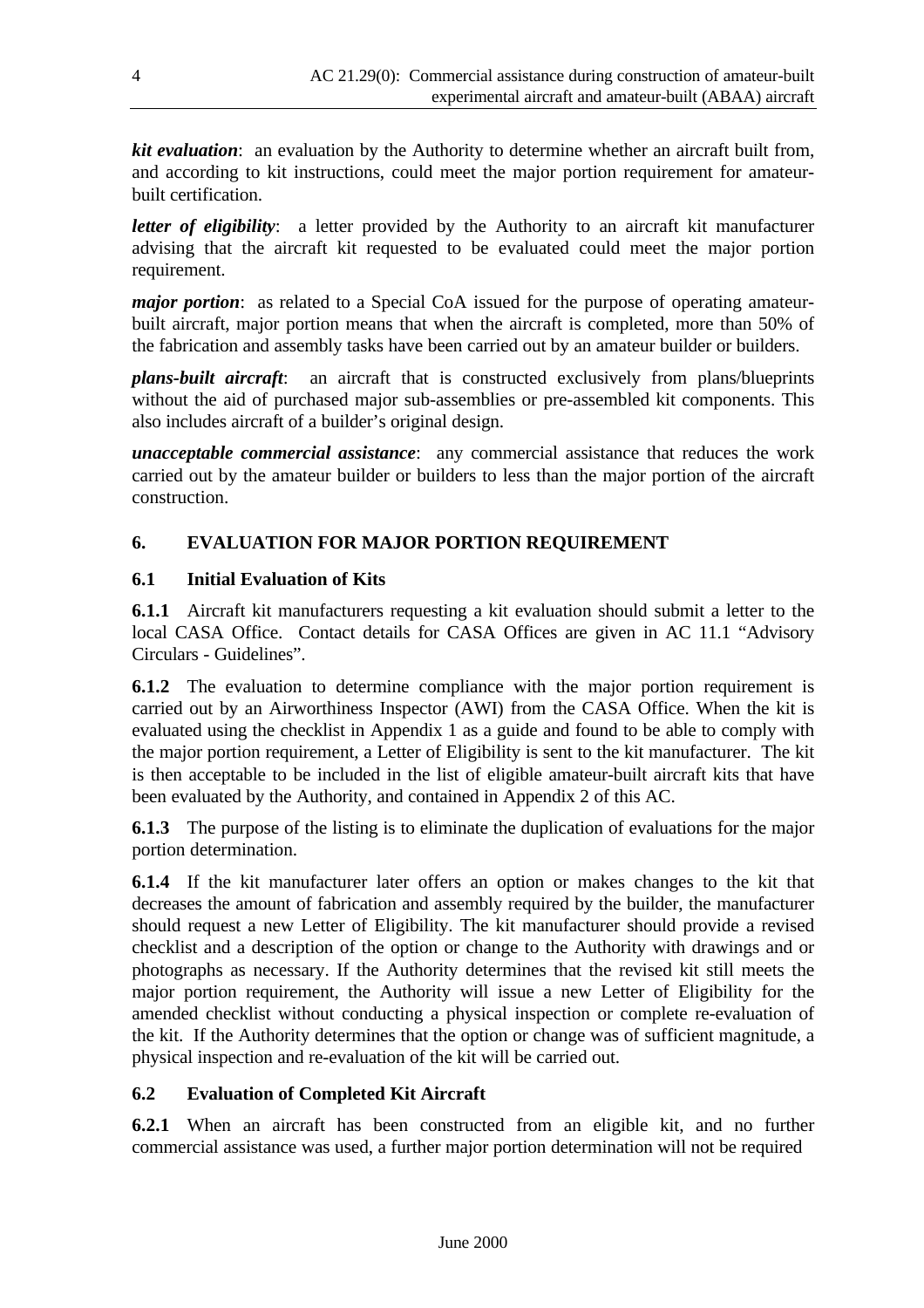***kit evaluation***: an evaluation by the Authority to determine whether an aircraft built from, and according to kit instructions, could meet the major portion requirement for amateur-built certification.

***letter of eligibility***: a letter provided by the Authority to an aircraft kit manufacturer advising that the aircraft kit requested to be evaluated could meet the major portion requirement.

***major portion***: as related to a Special CoA issued for the purpose of operating amateur-built aircraft, major portion means that when the aircraft is completed, more than 50% of the fabrication and assembly tasks have been carried out by an amateur builder or builders.

***plans-built aircraft***: an aircraft that is constructed exclusively from plans/blueprints without the aid of purchased major sub-assemblies or pre-assembled kit components. This also includes aircraft of a builder's original design.

***unacceptable commercial assistance***: any commercial assistance that reduces the work carried out by the amateur builder or builders to less than the major portion of the aircraft construction.

## 6. EVALUATION FOR MAJOR PORTION REQUIREMENT

### 6.1 Initial Evaluation of Kits

**6.1.1** Aircraft kit manufacturers requesting a kit evaluation should submit a letter to the local CASA Office. Contact details for CASA Offices are given in AC 11.1 "Advisory Circulars - Guidelines".

**6.1.2** The evaluation to determine compliance with the major portion requirement is carried out by an Airworthiness Inspector (AWI) from the CASA Office. When the kit is evaluated using the checklist in Appendix 1 as a guide and found to be able to comply with the major portion requirement, a Letter of Eligibility is sent to the kit manufacturer. The kit is then acceptable to be included in the list of eligible amateur-built aircraft kits that have been evaluated by the Authority, and contained in Appendix 2 of this AC.

**6.1.3** The purpose of the listing is to eliminate the duplication of evaluations for the major portion determination.

**6.1.4** If the kit manufacturer later offers an option or makes changes to the kit that decreases the amount of fabrication and assembly required by the builder, the manufacturer should request a new Letter of Eligibility. The kit manufacturer should provide a revised checklist and a description of the option or change to the Authority with drawings and or photographs as necessary. If the Authority determines that the revised kit still meets the major portion requirement, the Authority will issue a new Letter of Eligibility for the amended checklist without conducting a physical inspection or complete re-evaluation of the kit. If the Authority determines that the option or change was of sufficient magnitude, a physical inspection and re-evaluation of the kit will be carried out.

### 6.2 Evaluation of Completed Kit Aircraft

**6.2.1** When an aircraft has been constructed from an eligible kit, and no further commercial assistance was used, a further major portion determination will not be required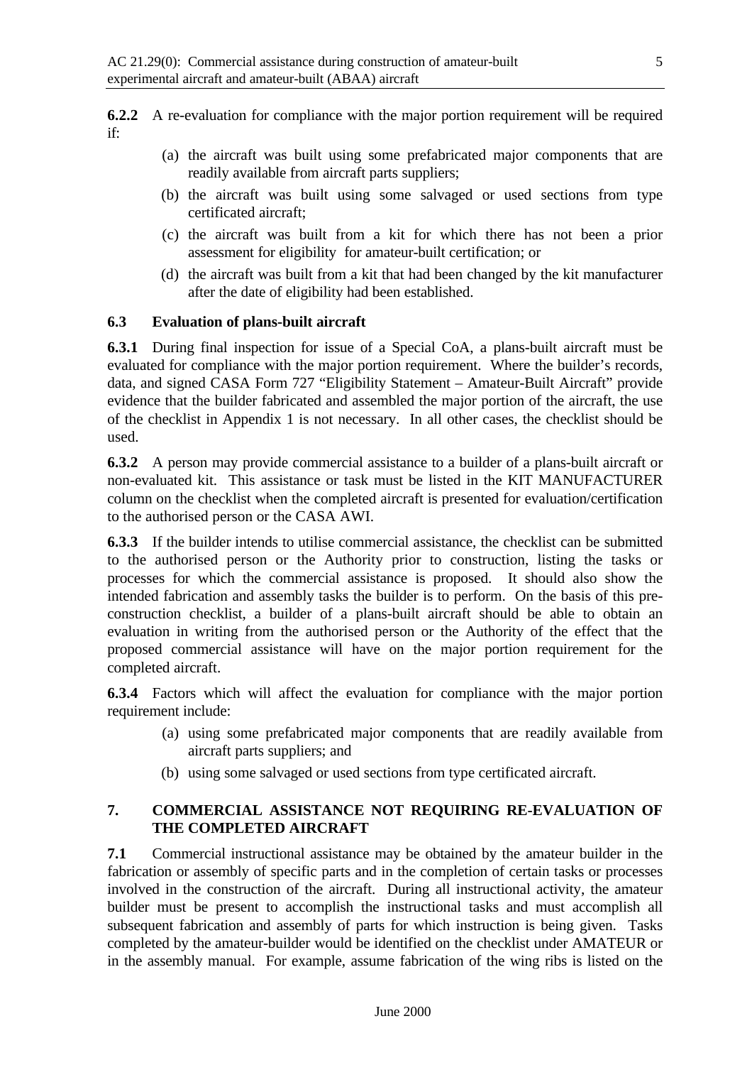**6.2.2** A re-evaluation for compliance with the major portion requirement will be required if:

(a) the aircraft was built using some prefabricated major components that are readily available from aircraft parts suppliers;

(b) the aircraft was built using some salvaged or used sections from type certificated aircraft;

(c) the aircraft was built from a kit for which there has not been a prior assessment for eligibility for amateur-built certification; or

(d) the aircraft was built from a kit that had been changed by the kit manufacturer after the date of eligibility had been established.

### 6.3 Evaluation of plans-built aircraft

**6.3.1** During final inspection for issue of a Special CoA, a plans-built aircraft must be evaluated for compliance with the major portion requirement. Where the builder's records, data, and signed CASA Form 727 "Eligibility Statement – Amateur-Built Aircraft" provide evidence that the builder fabricated and assembled the major portion of the aircraft, the use of the checklist in Appendix 1 is not necessary. In all other cases, the checklist should be used.

**6.3.2** A person may provide commercial assistance to a builder of a plans-built aircraft or non-evaluated kit. This assistance or task must be listed in the KIT MANUFACTURER column on the checklist when the completed aircraft is presented for evaluation/certification to the authorised person or the CASA AWI.

**6.3.3** If the builder intends to utilise commercial assistance, the checklist can be submitted to the authorised person or the Authority prior to construction, listing the tasks or processes for which the commercial assistance is proposed. It should also show the intended fabrication and assembly tasks the builder is to perform. On the basis of this pre-construction checklist, a builder of a plans-built aircraft should be able to obtain an evaluation in writing from the authorised person or the Authority of the effect that the proposed commercial assistance will have on the major portion requirement for the completed aircraft.

**6.3.4** Factors which will affect the evaluation for compliance with the major portion requirement include:

(a) using some prefabricated major components that are readily available from aircraft parts suppliers; and

(b) using some salvaged or used sections from type certificated aircraft.

## 7. COMMERCIAL ASSISTANCE NOT REQUIRING RE-EVALUATION OF THE COMPLETED AIRCRAFT

**7.1** Commercial instructional assistance may be obtained by the amateur builder in the fabrication or assembly of specific parts and in the completion of certain tasks or processes involved in the construction of the aircraft. During all instructional activity, the amateur builder must be present to accomplish the instructional tasks and must accomplish all subsequent fabrication and assembly of parts for which instruction is being given. Tasks completed by the amateur-builder would be identified on the checklist under AMATEUR or in the assembly manual. For example, assume fabrication of the wing ribs is listed on the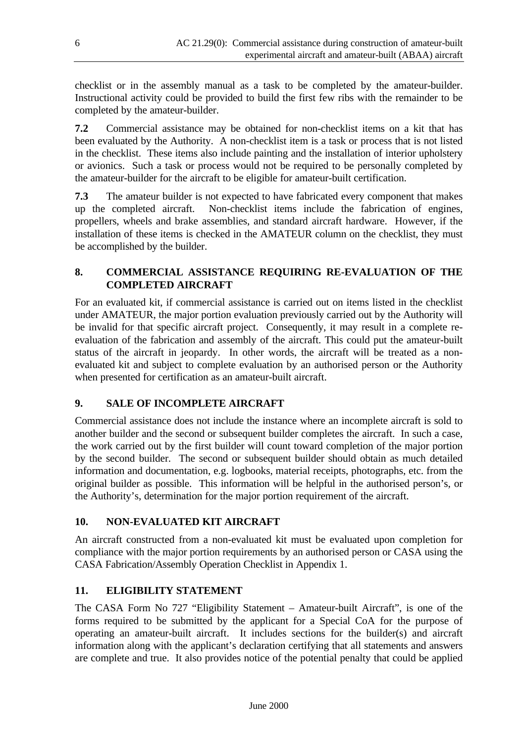checklist or in the assembly manual as a task to be completed by the amateur-builder. Instructional activity could be provided to build the first few ribs with the remainder to be completed by the amateur-builder.

**7.2** Commercial assistance may be obtained for non-checklist items on a kit that has been evaluated by the Authority. A non-checklist item is a task or process that is not listed in the checklist. These items also include painting and the installation of interior upholstery or avionics. Such a task or process would not be required to be personally completed by the amateur-builder for the aircraft to be eligible for amateur-built certification.

**7.3** The amateur builder is not expected to have fabricated every component that makes up the completed aircraft. Non-checklist items include the fabrication of engines, propellers, wheels and brake assemblies, and standard aircraft hardware. However, if the installation of these items is checked in the AMATEUR column on the checklist, they must be accomplished by the builder.

## 8. COMMERCIAL ASSISTANCE REQUIRING RE-EVALUATION OF THE COMPLETED AIRCRAFT

For an evaluated kit, if commercial assistance is carried out on items listed in the checklist under AMATEUR, the major portion evaluation previously carried out by the Authority will be invalid for that specific aircraft project. Consequently, it may result in a complete re-evaluation of the fabrication and assembly of the aircraft. This could put the amateur-built status of the aircraft in jeopardy. In other words, the aircraft will be treated as a non-evaluated kit and subject to complete evaluation by an authorised person or the Authority when presented for certification as an amateur-built aircraft.

## 9. SALE OF INCOMPLETE AIRCRAFT

Commercial assistance does not include the instance where an incomplete aircraft is sold to another builder and the second or subsequent builder completes the aircraft. In such a case, the work carried out by the first builder will count toward completion of the major portion by the second builder. The second or subsequent builder should obtain as much detailed information and documentation, e.g. logbooks, material receipts, photographs, etc. from the original builder as possible. This information will be helpful in the authorised person's, or the Authority's, determination for the major portion requirement of the aircraft.

## 10. NON-EVALUATED KIT AIRCRAFT

An aircraft constructed from a non-evaluated kit must be evaluated upon completion for compliance with the major portion requirements by an authorised person or CASA using the CASA Fabrication/Assembly Operation Checklist in Appendix 1.

## 11. ELIGIBILITY STATEMENT

The CASA Form No 727 "Eligibility Statement – Amateur-built Aircraft", is one of the forms required to be submitted by the applicant for a Special CoA for the purpose of operating an amateur-built aircraft. It includes sections for the builder(s) and aircraft information along with the applicant's declaration certifying that all statements and answers are complete and true. It also provides notice of the potential penalty that could be applied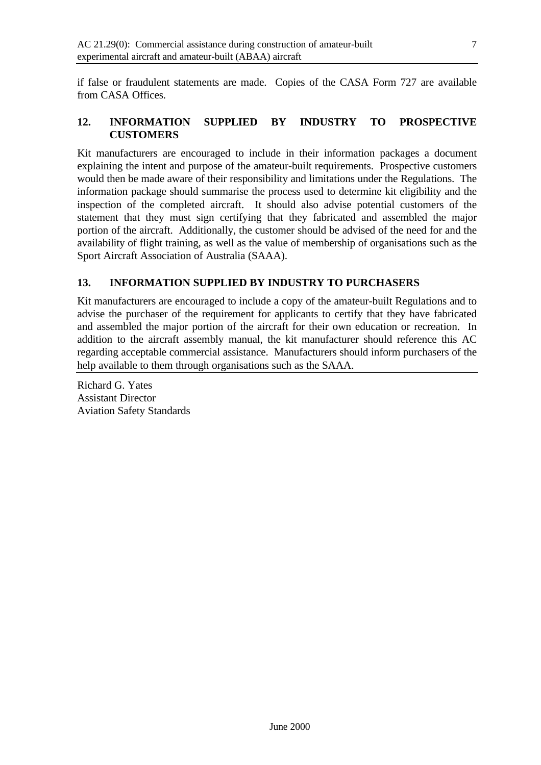if false or fraudulent statements are made. Copies of the CASA Form 727 are available from CASA Offices.

## 12. INFORMATION SUPPLIED BY INDUSTRY TO PROSPECTIVE CUSTOMERS

Kit manufacturers are encouraged to include in their information packages a document explaining the intent and purpose of the amateur-built requirements. Prospective customers would then be made aware of their responsibility and limitations under the Regulations. The information package should summarise the process used to determine kit eligibility and the inspection of the completed aircraft. It should also advise potential customers of the statement that they must sign certifying that they fabricated and assembled the major portion of the aircraft. Additionally, the customer should be advised of the need for and the availability of flight training, as well as the value of membership of organisations such as the Sport Aircraft Association of Australia (SAAA).

## 13. INFORMATION SUPPLIED BY INDUSTRY TO PURCHASERS

Kit manufacturers are encouraged to include a copy of the amateur-built Regulations and to advise the purchaser of the requirement for applicants to certify that they have fabricated and assembled the major portion of the aircraft for their own education or recreation. In addition to the aircraft assembly manual, the kit manufacturer should reference this AC regarding acceptable commercial assistance. Manufacturers should inform purchasers of the help available to them through organisations such as the SAAA.

Richard G. Yates
Assistant Director
Aviation Safety Standards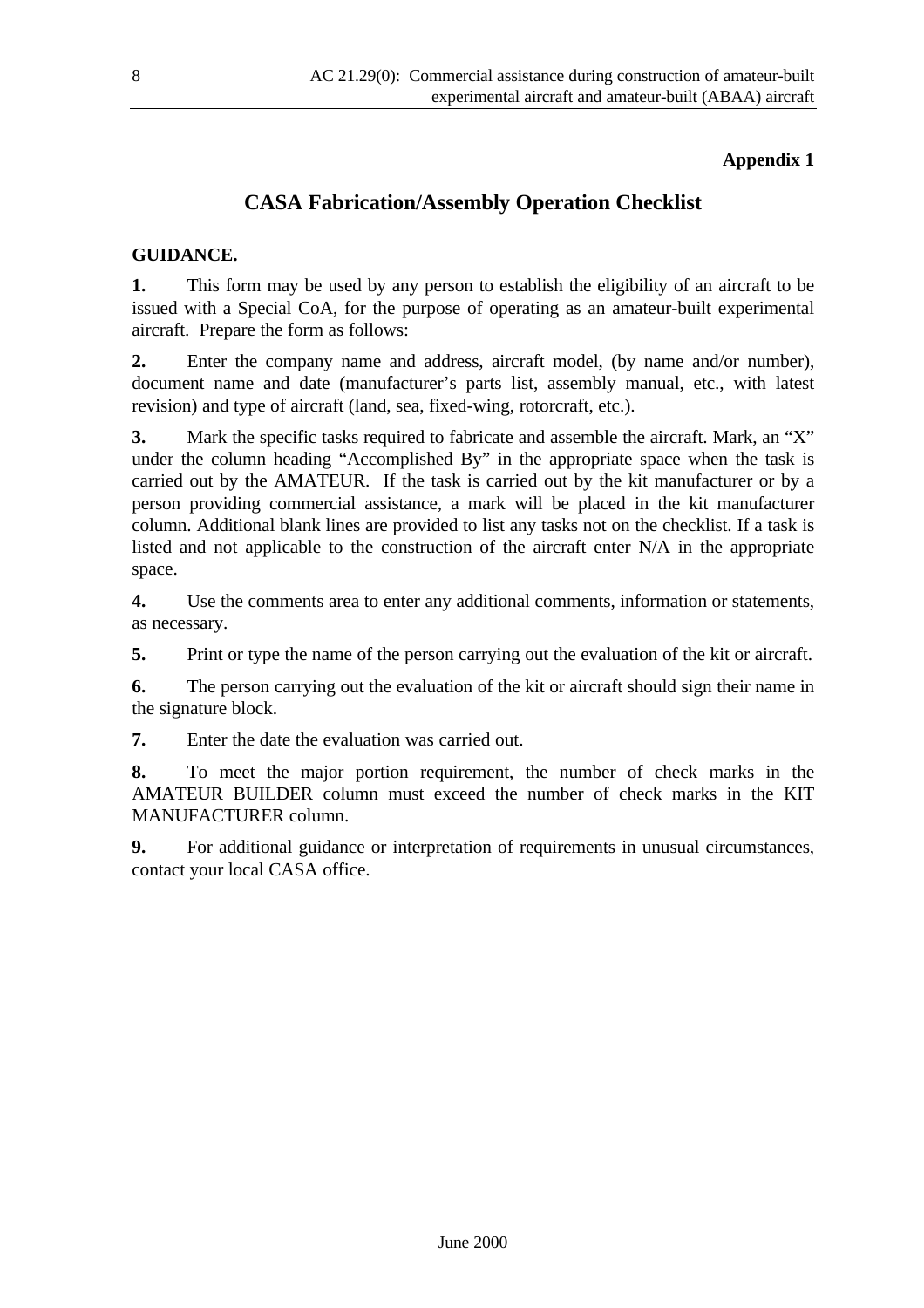**Appendix 1**

## CASA Fabrication/Assembly Operation Checklist

**GUIDANCE.**

**1.** This form may be used by any person to establish the eligibility of an aircraft to be issued with a Special CoA, for the purpose of operating as an amateur-built experimental aircraft. Prepare the form as follows:

**2.** Enter the company name and address, aircraft model, (by name and/or number), document name and date (manufacturer's parts list, assembly manual, etc., with latest revision) and type of aircraft (land, sea, fixed-wing, rotorcraft, etc.).

**3.** Mark the specific tasks required to fabricate and assemble the aircraft. Mark, an "X" under the column heading "Accomplished By" in the appropriate space when the task is carried out by the AMATEUR. If the task is carried out by the kit manufacturer or by a person providing commercial assistance, a mark will be placed in the kit manufacturer column. Additional blank lines are provided to list any tasks not on the checklist. If a task is listed and not applicable to the construction of the aircraft enter N/A in the appropriate space.

**4.** Use the comments area to enter any additional comments, information or statements, as necessary.

**5.** Print or type the name of the person carrying out the evaluation of the kit or aircraft.

**6.** The person carrying out the evaluation of the kit or aircraft should sign their name in the signature block.

**7.** Enter the date the evaluation was carried out.

**8.** To meet the major portion requirement, the number of check marks in the AMATEUR BUILDER column must exceed the number of check marks in the KIT MANUFACTURER column.

**9.** For additional guidance or interpretation of requirements in unusual circumstances, contact your local CASA office.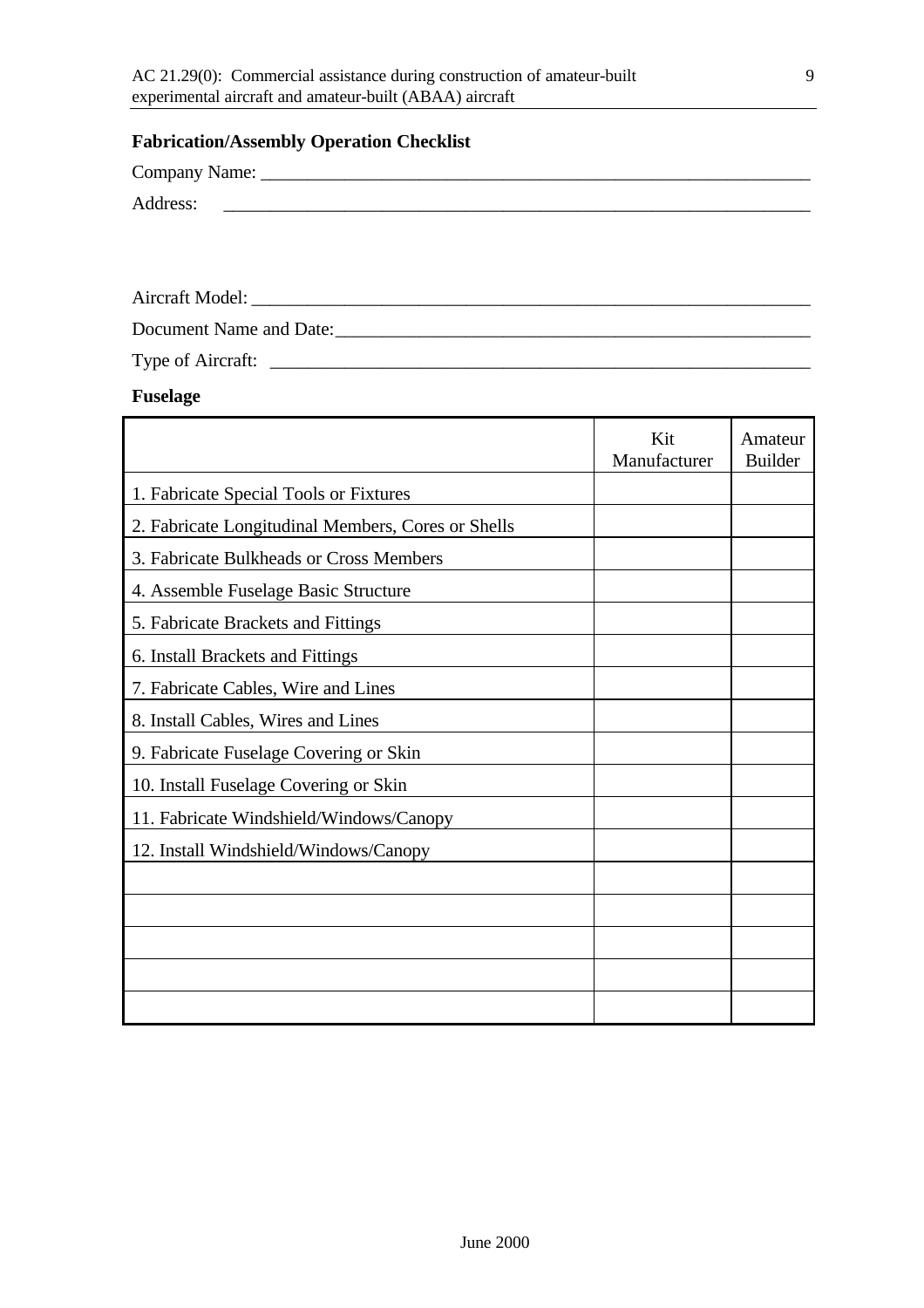**Fabrication/Assembly Operation Checklist**

Company Name: ___________________________________________________________

Address: ___________________________________________________________

Aircraft Model: ___________________________________________________________

Document Name and Date: ___________________________________________________

Type of Aircraft: _________________________________________________________

**Fuselage**

| | Kit Manufacturer | Amateur Builder |
|---|---|---|
| 1. Fabricate Special Tools or Fixtures | | |
| 2. Fabricate Longitudinal Members, Cores or Shells | | |
| 3. Fabricate Bulkheads or Cross Members | | |
| 4. Assemble Fuselage Basic Structure | | |
| 5. Fabricate Brackets and Fittings | | |
| 6. Install Brackets and Fittings | | |
| 7. Fabricate Cables, Wire and Lines | | |
| 8. Install Cables, Wires and Lines | | |
| 9. Fabricate Fuselage Covering or Skin | | |
| 10. Install Fuselage Covering or Skin | | |
| 11. Fabricate Windshield/Windows/Canopy | | |
| 12. Install Windshield/Windows/Canopy | | |
| | | |
| | | |
| | | |
| | | |
| | | |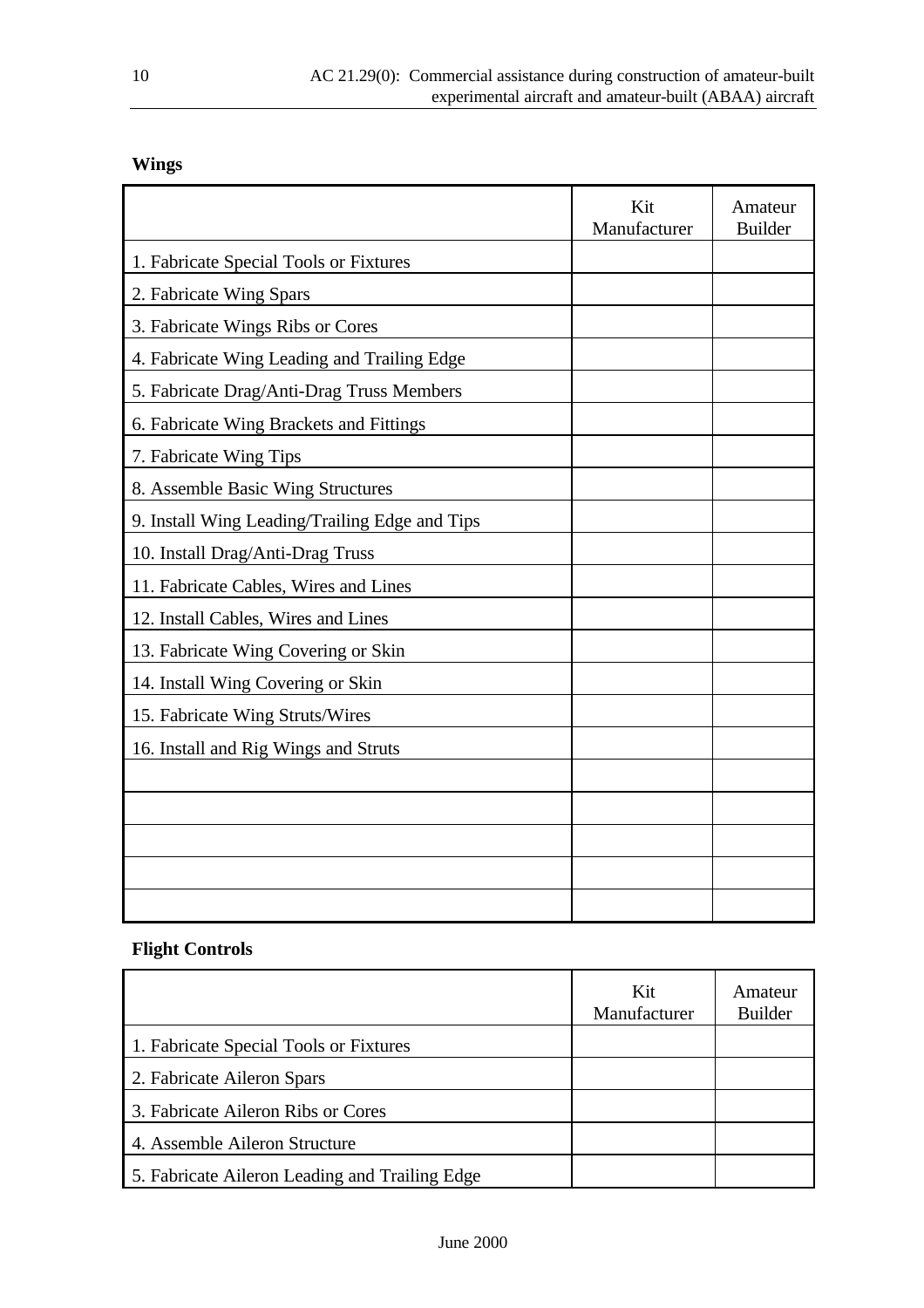**Wings**

| | Kit Manufacturer | Amateur Builder |
|---|---|---|
| 1. Fabricate Special Tools or Fixtures | | |
| 2. Fabricate Wing Spars | | |
| 3. Fabricate Wings Ribs or Cores | | |
| 4. Fabricate Wing Leading and Trailing Edge | | |
| 5. Fabricate Drag/Anti-Drag Truss Members | | |
| 6. Fabricate Wing Brackets and Fittings | | |
| 7. Fabricate Wing Tips | | |
| 8. Assemble Basic Wing Structures | | |
| 9. Install Wing Leading/Trailing Edge and Tips | | |
| 10. Install Drag/Anti-Drag Truss | | |
| 11. Fabricate Cables, Wires and Lines | | |
| 12. Install Cables, Wires and Lines | | |
| 13. Fabricate Wing Covering or Skin | | |
| 14. Install Wing Covering or Skin | | |
| 15. Fabricate Wing Struts/Wires | | |
| 16. Install and Rig Wings and Struts | | |
| | | |
| | | |
| | | |
| | | |
| | | |

**Flight Controls**

| | Kit Manufacturer | Amateur Builder |
|---|---|---|
| 1. Fabricate Special Tools or Fixtures | | |
| 2. Fabricate Aileron Spars | | |
| 3. Fabricate Aileron Ribs or Cores | | |
| 4. Assemble Aileron Structure | | |
| 5. Fabricate Aileron Leading and Trailing Edge | | |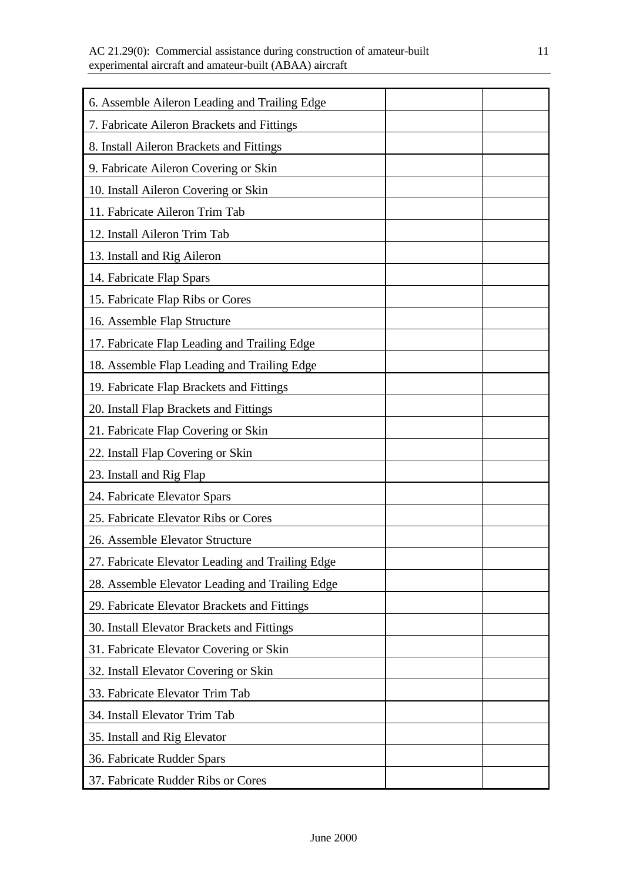| | | |
|---|---|---|
| 6. Assemble Aileron Leading and Trailing Edge | | |
| 7. Fabricate Aileron Brackets and Fittings | | |
| 8. Install Aileron Brackets and Fittings | | |
| 9. Fabricate Aileron Covering or Skin | | |
| 10. Install Aileron Covering or Skin | | |
| 11. Fabricate Aileron Trim Tab | | |
| 12. Install Aileron Trim Tab | | |
| 13. Install and Rig Aileron | | |
| 14. Fabricate Flap Spars | | |
| 15. Fabricate Flap Ribs or Cores | | |
| 16. Assemble Flap Structure | | |
| 17. Fabricate Flap Leading and Trailing Edge | | |
| 18. Assemble Flap Leading and Trailing Edge | | |
| 19. Fabricate Flap Brackets and Fittings | | |
| 20. Install Flap Brackets and Fittings | | |
| 21. Fabricate Flap Covering or Skin | | |
| 22. Install Flap Covering or Skin | | |
| 23. Install and Rig Flap | | |
| 24. Fabricate Elevator Spars | | |
| 25. Fabricate Elevator Ribs or Cores | | |
| 26. Assemble Elevator Structure | | |
| 27. Fabricate Elevator Leading and Trailing Edge | | |
| 28. Assemble Elevator Leading and Trailing Edge | | |
| 29. Fabricate Elevator Brackets and Fittings | | |
| 30. Install Elevator Brackets and Fittings | | |
| 31. Fabricate Elevator Covering or Skin | | |
| 32. Install Elevator Covering or Skin | | |
| 33. Fabricate Elevator Trim Tab | | |
| 34. Install Elevator Trim Tab | | |
| 35. Install and Rig Elevator | | |
| 36. Fabricate Rudder Spars | | |
| 37. Fabricate Rudder Ribs or Cores | | |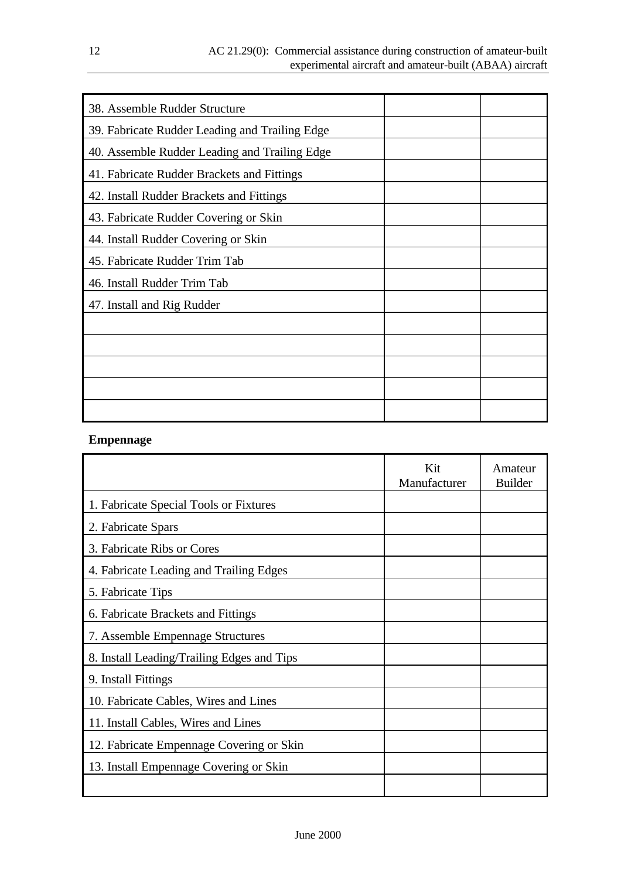| | | |
|---|---|---|
| 38. Assemble Rudder Structure | | |
| 39. Fabricate Rudder Leading and Trailing Edge | | |
| 40. Assemble Rudder Leading and Trailing Edge | | |
| 41. Fabricate Rudder Brackets and Fittings | | |
| 42. Install Rudder Brackets and Fittings | | |
| 43. Fabricate Rudder Covering or Skin | | |
| 44. Install Rudder Covering or Skin | | |
| 45. Fabricate Rudder Trim Tab | | |
| 46. Install Rudder Trim Tab | | |
| 47. Install and Rig Rudder | | |
| | | |
| | | |
| | | |
| | | |
| | | |

**Empennage**

| | Kit Manufacturer | Amateur Builder |
|---|---|---|
| 1. Fabricate Special Tools or Fixtures | | |
| 2. Fabricate Spars | | |
| 3. Fabricate Ribs or Cores | | |
| 4. Fabricate Leading and Trailing Edges | | |
| 5. Fabricate Tips | | |
| 6. Fabricate Brackets and Fittings | | |
| 7. Assemble Empennage Structures | | |
| 8. Install Leading/Trailing Edges and Tips | | |
| 9. Install Fittings | | |
| 10. Fabricate Cables, Wires and Lines | | |
| 11. Install Cables, Wires and Lines | | |
| 12. Fabricate Empennage Covering or Skin | | |
| 13. Install Empennage Covering or Skin | | |
| | | |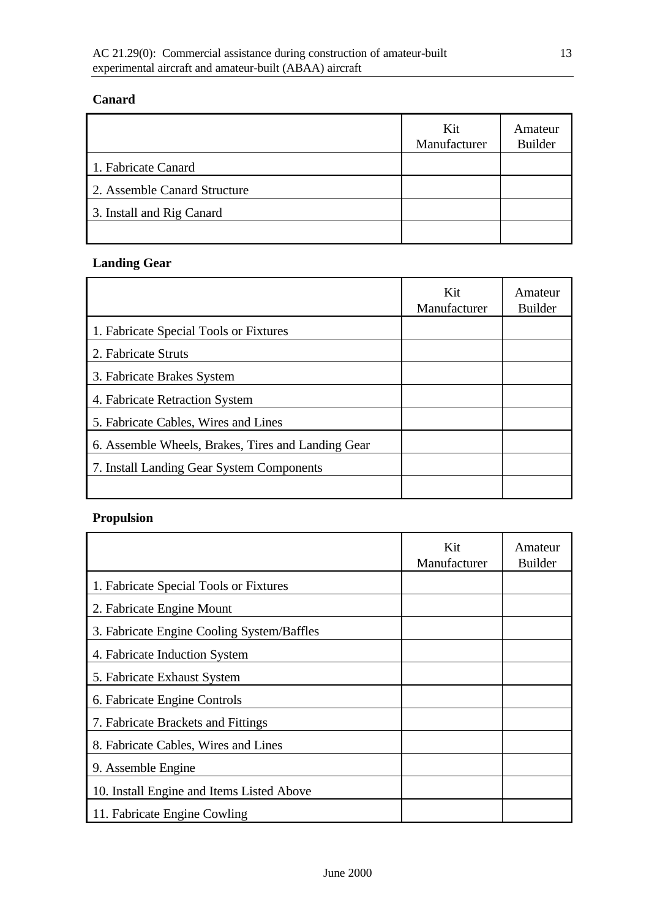**Canard**

| | Kit Manufacturer | Amateur Builder |
|---|---|---|
| 1. Fabricate Canard | | |
| 2. Assemble Canard Structure | | |
| 3. Install and Rig Canard | | |
| | | |

**Landing Gear**

| | Kit Manufacturer | Amateur Builder |
|---|---|---|
| 1. Fabricate Special Tools or Fixtures | | |
| 2. Fabricate Struts | | |
| 3. Fabricate Brakes System | | |
| 4. Fabricate Retraction System | | |
| 5. Fabricate Cables, Wires and Lines | | |
| 6. Assemble Wheels, Brakes, Tires and Landing Gear | | |
| 7. Install Landing Gear System Components | | |
| | | |

**Propulsion**

| | Kit Manufacturer | Amateur Builder |
|---|---|---|
| 1. Fabricate Special Tools or Fixtures | | |
| 2. Fabricate Engine Mount | | |
| 3. Fabricate Engine Cooling System/Baffles | | |
| 4. Fabricate Induction System | | |
| 5. Fabricate Exhaust System | | |
| 6. Fabricate Engine Controls | | |
| 7. Fabricate Brackets and Fittings | | |
| 8. Fabricate Cables, Wires and Lines | | |
| 9. Assemble Engine | | |
| 10. Install Engine and Items Listed Above | | |
| 11. Fabricate Engine Cowling | | |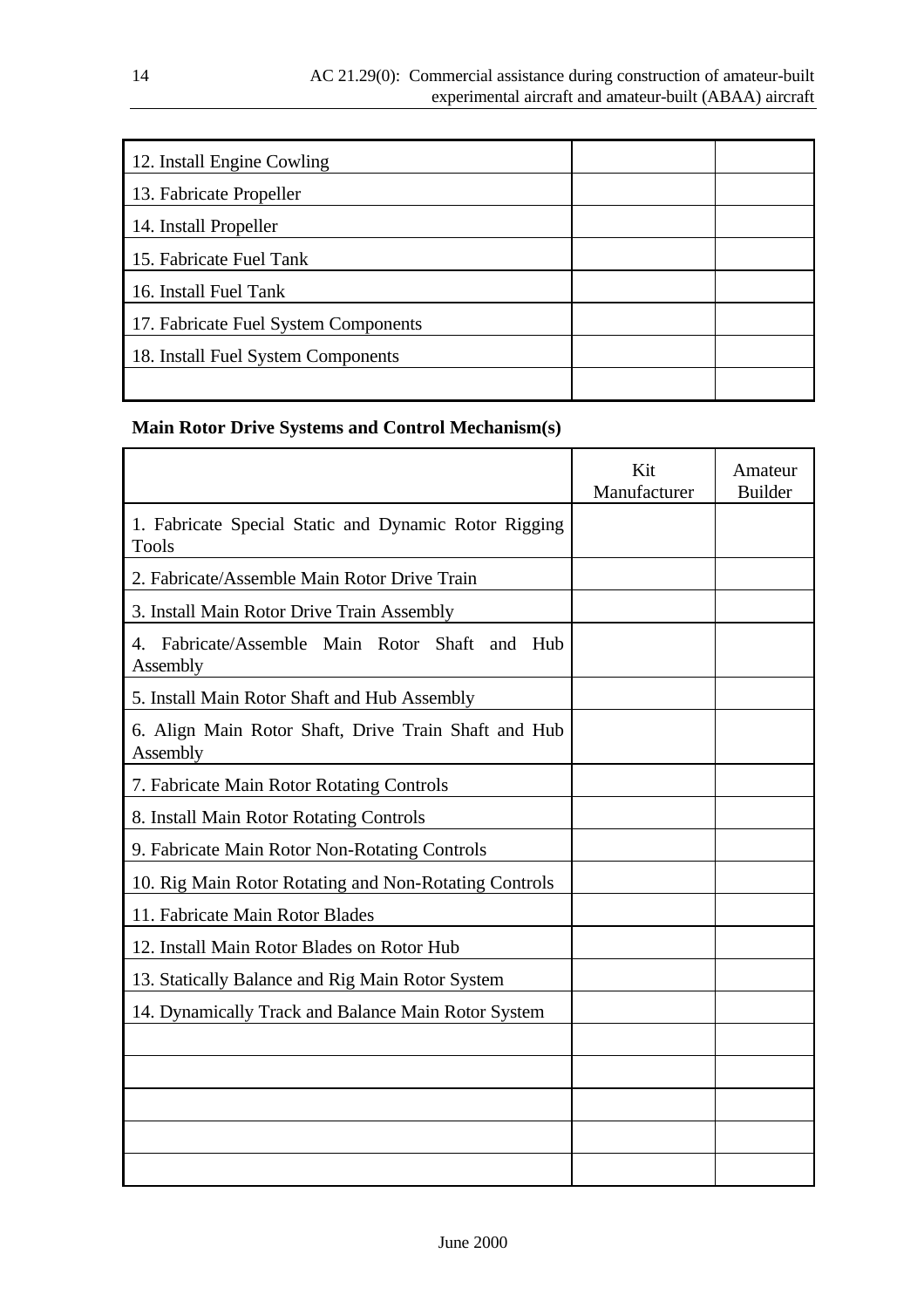| | | |
|---|---|---|
| 12. Install Engine Cowling | | |
| 13. Fabricate Propeller | | |
| 14. Install Propeller | | |
| 15. Fabricate Fuel Tank | | |
| 16. Install Fuel Tank | | |
| 17. Fabricate Fuel System Components | | |
| 18. Install Fuel System Components | | |
| | | |

**Main Rotor Drive Systems and Control Mechanism(s)**

| | Kit Manufacturer | Amateur Builder |
|---|---|---|
| 1. Fabricate Special Static and Dynamic Rotor Rigging Tools | | |
| 2. Fabricate/Assemble Main Rotor Drive Train | | |
| 3. Install Main Rotor Drive Train Assembly | | |
| 4. Fabricate/Assemble Main Rotor Shaft and Hub Assembly | | |
| 5. Install Main Rotor Shaft and Hub Assembly | | |
| 6. Align Main Rotor Shaft, Drive Train Shaft and Hub Assembly | | |
| 7. Fabricate Main Rotor Rotating Controls | | |
| 8. Install Main Rotor Rotating Controls | | |
| 9. Fabricate Main Rotor Non-Rotating Controls | | |
| 10. Rig Main Rotor Rotating and Non-Rotating Controls | | |
| 11. Fabricate Main Rotor Blades | | |
| 12. Install Main Rotor Blades on Rotor Hub | | |
| 13. Statically Balance and Rig Main Rotor System | | |
| 14. Dynamically Track and Balance Main Rotor System | | |
| | | |
| | | |
| | | |
| | | |
| | | |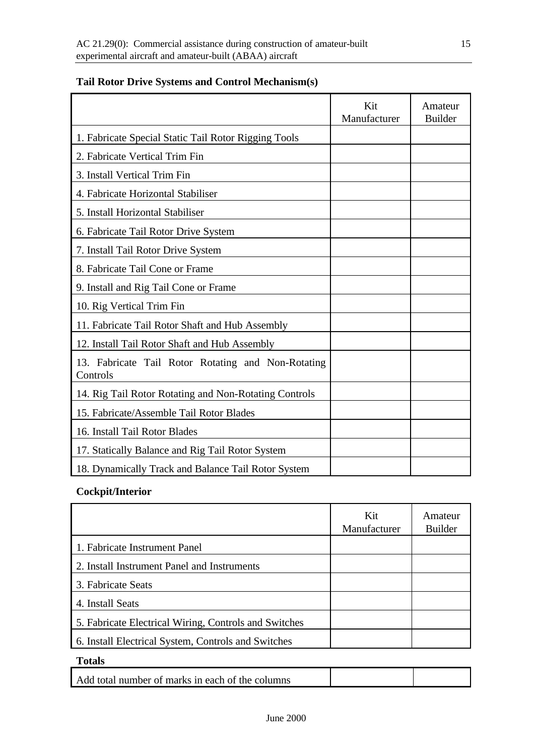**Tail Rotor Drive Systems and Control Mechanism(s)**

| | Kit Manufacturer | Amateur Builder |
|---|---|---|
| 1. Fabricate Special Static Tail Rotor Rigging Tools | | |
| 2. Fabricate Vertical Trim Fin | | |
| 3. Install Vertical Trim Fin | | |
| 4. Fabricate Horizontal Stabiliser | | |
| 5. Install Horizontal Stabiliser | | |
| 6. Fabricate Tail Rotor Drive System | | |
| 7. Install Tail Rotor Drive System | | |
| 8. Fabricate Tail Cone or Frame | | |
| 9. Install and Rig Tail Cone or Frame | | |
| 10. Rig Vertical Trim Fin | | |
| 11. Fabricate Tail Rotor Shaft and Hub Assembly | | |
| 12. Install Tail Rotor Shaft and Hub Assembly | | |
| 13. Fabricate Tail Rotor Rotating and Non-Rotating Controls | | |
| 14. Rig Tail Rotor Rotating and Non-Rotating Controls | | |
| 15. Fabricate/Assemble Tail Rotor Blades | | |
| 16. Install Tail Rotor Blades | | |
| 17. Statically Balance and Rig Tail Rotor System | | |
| 18. Dynamically Track and Balance Tail Rotor System | | |

**Cockpit/Interior**

| | Kit Manufacturer | Amateur Builder |
|---|---|---|
| 1. Fabricate Instrument Panel | | |
| 2. Install Instrument Panel and Instruments | | |
| 3. Fabricate Seats | | |
| 4. Install Seats | | |
| 5. Fabricate Electrical Wiring, Controls and Switches | | |
| 6. Install Electrical System, Controls and Switches | | |

**Totals**

| | | |
|---|---|---|
| Add total number of marks in each of the columns | | |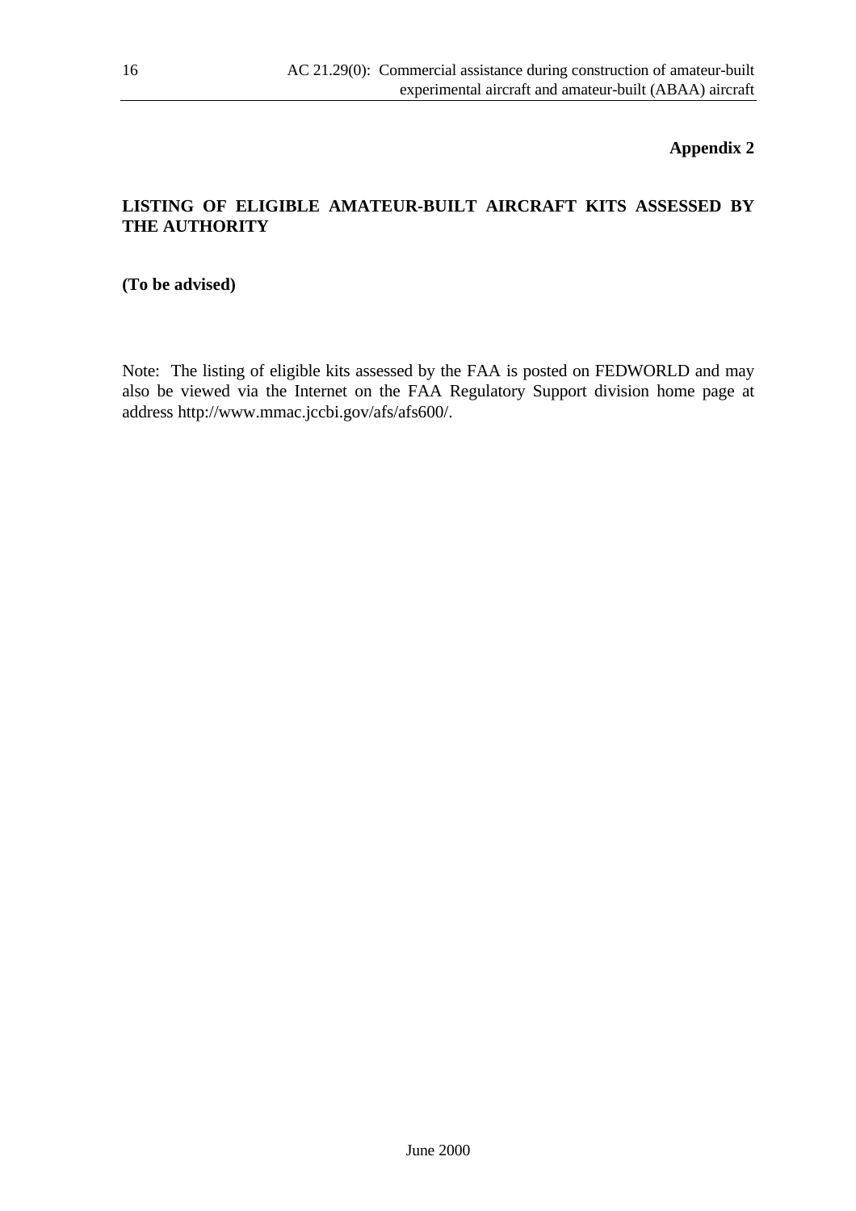**Appendix 2**

## LISTING OF ELIGIBLE AMATEUR-BUILT AIRCRAFT KITS ASSESSED BY THE AUTHORITY

**(To be advised)**

Note: The listing of eligible kits assessed by the FAA is posted on FEDWORLD and may also be viewed via the Internet on the FAA Regulatory Support division home page at address http://www.mmac.jccbi.gov/afs/afs600/.